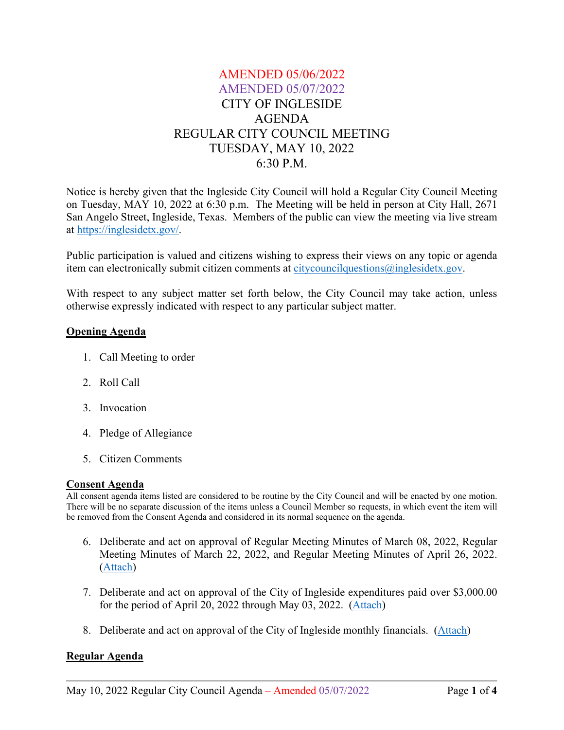AMENDED 05/06/2022

AMENDED 05/07/2022

# CITY OF INGLESIDE
# AGENDA
# REGULAR CITY COUNCIL MEETING
# TUESDAY, MAY 10, 2022
# 6:30 P.M.

Notice is hereby given that the Ingleside City Council will hold a Regular City Council Meeting on Tuesday, MAY 10, 2022 at 6:30 p.m. The Meeting will be held in person at City Hall, 2671 San Angelo Street, Ingleside, Texas. Members of the public can view the meeting via live stream at https://inglesidetx.gov/.

Public participation is valued and citizens wishing to express their views on any topic or agenda item can electronically submit citizen comments at citycouncilquestions@inglesidetx.gov.

With respect to any subject matter set forth below, the City Council may take action, unless otherwise expressly indicated with respect to any particular subject matter.

## Opening Agenda

1. Call Meeting to order
2. Roll Call
3. Invocation
4. Pledge of Allegiance
5. Citizen Comments

## Consent Agenda

All consent agenda items listed are considered to be routine by the City Council and will be enacted by one motion. There will be no separate discussion of the items unless a Council Member so requests, in which event the item will be removed from the Consent Agenda and considered in its normal sequence on the agenda.

6. Deliberate and act on approval of Regular Meeting Minutes of March 08, 2022, Regular Meeting Minutes of March 22, 2022, and Regular Meeting Minutes of April 26, 2022. (Attach)
7. Deliberate and act on approval of the City of Ingleside expenditures paid over $3,000.00 for the period of April 20, 2022 through May 03, 2022. (Attach)
8. Deliberate and act on approval of the City of Ingleside monthly financials. (Attach)

## Regular Agenda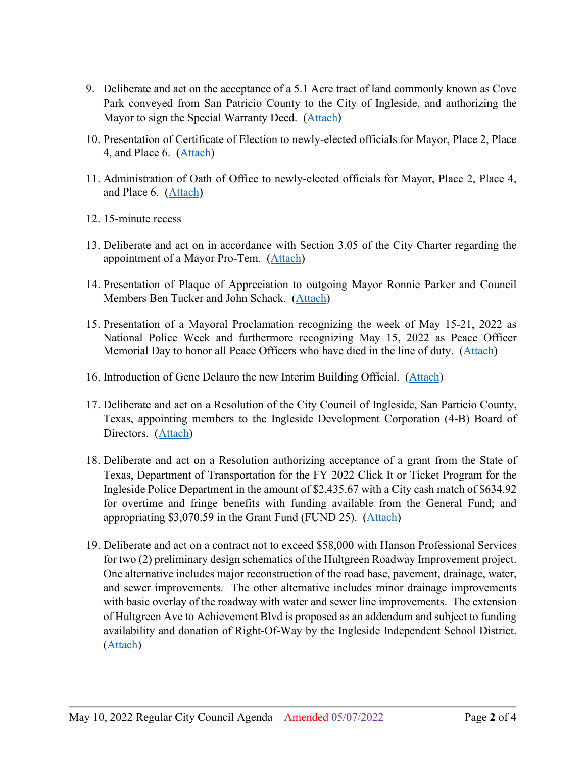9. Deliberate and act on the acceptance of a 5.1 Acre tract of land commonly known as Cove Park conveyed from San Patricio County to the City of Ingleside, and authorizing the Mayor to sign the Special Warranty Deed. (Attach)

10. Presentation of Certificate of Election to newly-elected officials for Mayor, Place 2, Place 4, and Place 6. (Attach)

11. Administration of Oath of Office to newly-elected officials for Mayor, Place 2, Place 4, and Place 6. (Attach)

12. 15-minute recess

13. Deliberate and act on in accordance with Section 3.05 of the City Charter regarding the appointment of a Mayor Pro-Tem. (Attach)

14. Presentation of Plaque of Appreciation to outgoing Mayor Ronnie Parker and Council Members Ben Tucker and John Schack. (Attach)

15. Presentation of a Mayoral Proclamation recognizing the week of May 15-21, 2022 as National Police Week and furthermore recognizing May 15, 2022 as Peace Officer Memorial Day to honor all Peace Officers who have died in the line of duty. (Attach)

16. Introduction of Gene Delauro the new Interim Building Official. (Attach)

17. Deliberate and act on a Resolution of the City Council of Ingleside, San Particio County, Texas, appointing members to the Ingleside Development Corporation (4-B) Board of Directors. (Attach)

18. Deliberate and act on a Resolution authorizing acceptance of a grant from the State of Texas, Department of Transportation for the FY 2022 Click It or Ticket Program for the Ingleside Police Department in the amount of $2,435.67 with a City cash match of $634.92 for overtime and fringe benefits with funding available from the General Fund; and appropriating $3,070.59 in the Grant Fund (FUND 25). (Attach)

19. Deliberate and act on a contract not to exceed $58,000 with Hanson Professional Services for two (2) preliminary design schematics of the Hultgreen Roadway Improvement project. One alternative includes major reconstruction of the road base, pavement, drainage, water, and sewer improvements. The other alternative includes minor drainage improvements with basic overlay of the roadway with water and sewer line improvements. The extension of Hultgreen Ave to Achievement Blvd is proposed as an addendum and subject to funding availability and donation of Right-Of-Way by the Ingleside Independent School District. (Attach)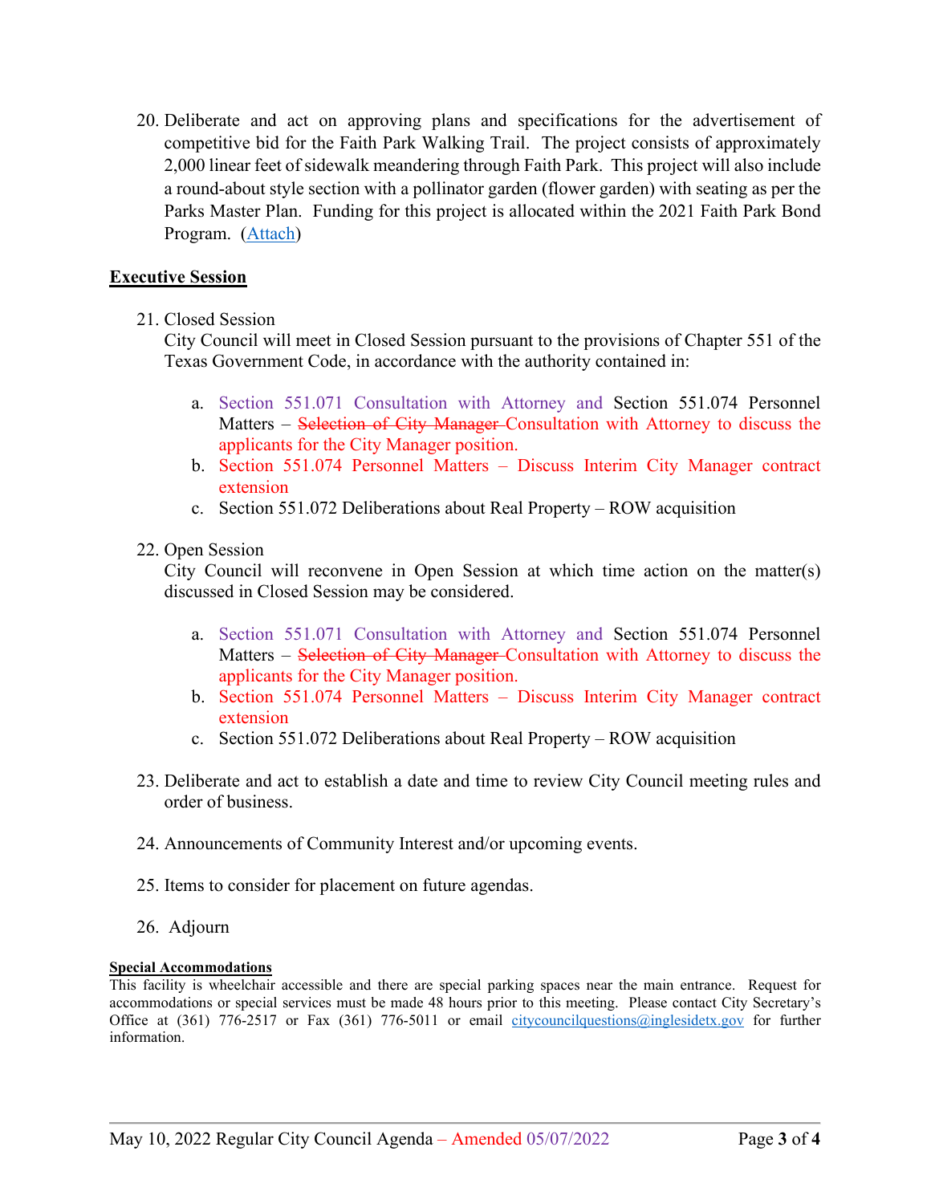20. Deliberate and act on approving plans and specifications for the advertisement of competitive bid for the Faith Park Walking Trail. The project consists of approximately 2,000 linear feet of sidewalk meandering through Faith Park. This project will also include a round-about style section with a pollinator garden (flower garden) with seating as per the Parks Master Plan. Funding for this project is allocated within the 2021 Faith Park Bond Program. (Attach)

## Executive Session

21. Closed Session
    City Council will meet in Closed Session pursuant to the provisions of Chapter 551 of the Texas Government Code, in accordance with the authority contained in:

    a. Section 551.071 Consultation with Attorney and Section 551.074 Personnel Matters – ~~Selection of City Manager~~ Consultation with Attorney to discuss the applicants for the City Manager position.
    b. Section 551.074 Personnel Matters – Discuss Interim City Manager contract extension
    c. Section 551.072 Deliberations about Real Property – ROW acquisition

22. Open Session
    City Council will reconvene in Open Session at which time action on the matter(s) discussed in Closed Session may be considered.

    a. Section 551.071 Consultation with Attorney and Section 551.074 Personnel Matters – ~~Selection of City Manager~~ Consultation with Attorney to discuss the applicants for the City Manager position.
    b. Section 551.074 Personnel Matters – Discuss Interim City Manager contract extension
    c. Section 551.072 Deliberations about Real Property – ROW acquisition

23. Deliberate and act to establish a date and time to review City Council meeting rules and order of business.

24. Announcements of Community Interest and/or upcoming events.

25. Items to consider for placement on future agendas.

26. Adjourn

**Special Accommodations**

This facility is wheelchair accessible and there are special parking spaces near the main entrance. Request for accommodations or special services must be made 48 hours prior to this meeting. Please contact City Secretary's Office at (361) 776-2517 or Fax (361) 776-5011 or email citycouncilquestions@inglesidetx.gov for further information.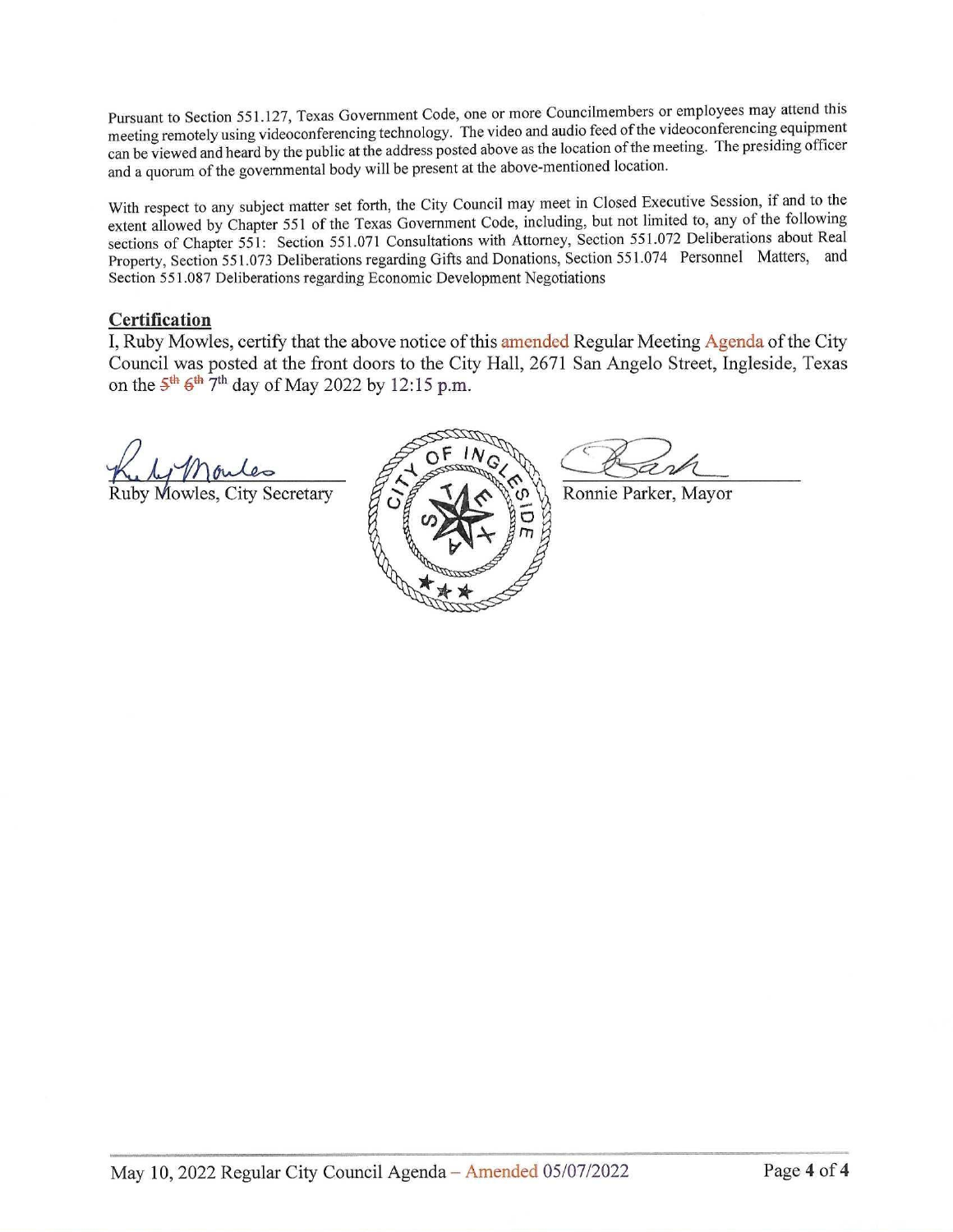Pursuant to Section 551.127, Texas Government Code, one or more Councilmembers or employees may attend this meeting remotely using videoconferencing technology. The video and audio feed of the videoconferencing equipment can be viewed and heard by the public at the address posted above as the location of the meeting. The presiding officer and a quorum of the governmental body will be present at the above-mentioned location.

With respect to any subject matter set forth, the City Council may meet in Closed Executive Session, if and to the extent allowed by Chapter 551 of the Texas Government Code, including, but not limited to, any of the following sections of Chapter 551: Section 551.071 Consultations with Attorney, Section 551.072 Deliberations about Real Property, Section 551.073 Deliberations regarding Gifts and Donations, Section 551.074 Personnel Matters, and Section 551.087 Deliberations regarding Economic Development Negotiations

**Certification**

I, Ruby Mowles, certify that the above notice of this amended Regular Meeting Agenda of the City Council was posted at the front doors to the City Hall, 2671 San Angelo Street, Ingleside, Texas on the ~~5th~~ ~~6th~~ 7th day of May 2022 by 12:15 p.m.

Ruby Mowles, City Secretary

CITY OF INGLESIDE TEXAS

Ronnie Parker, Mayor